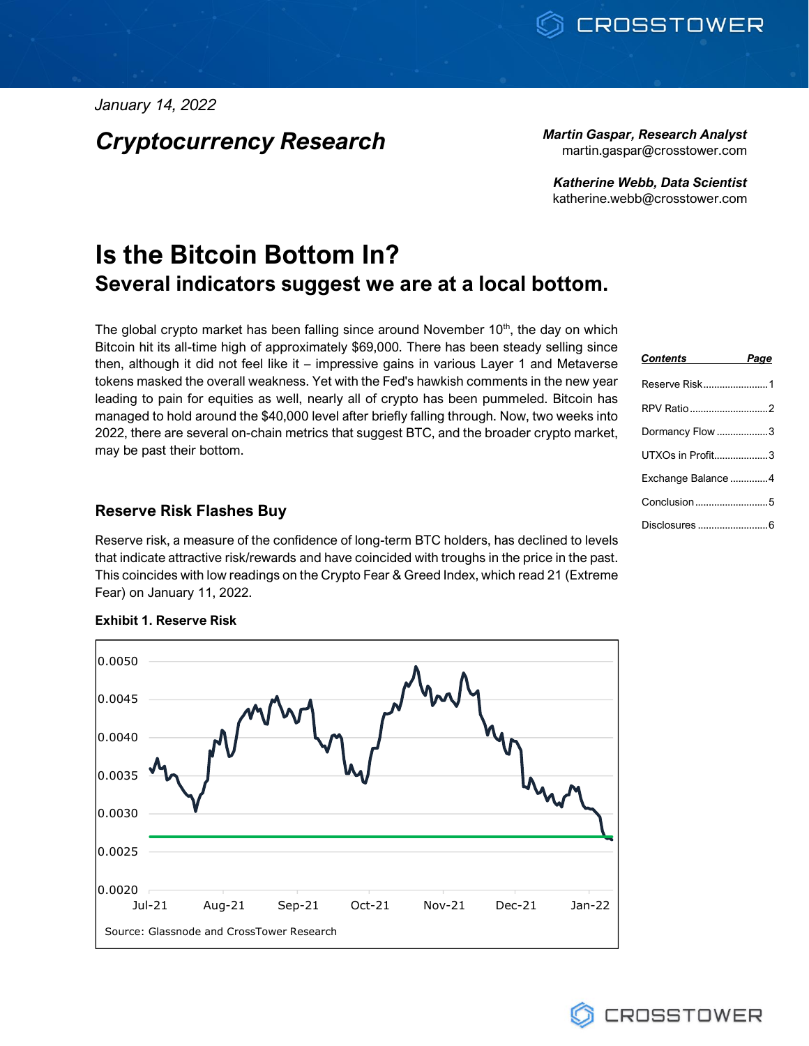January 14, 2022

## Cryptocurrency Research

***Martin Gaspar, Research Analyst***
martin.gaspar@crosstower.com

***Katherine Webb, Data Scientist***
katherine.webb@crosstower.com

# Is the Bitcoin Bottom In?
## Several indicators suggest we are at a local bottom.

The global crypto market has been falling since around November 10th, the day on which Bitcoin hit its all-time high of approximately $69,000. There has been steady selling since then, although it did not feel like it – impressive gains in various Layer 1 and Metaverse tokens masked the overall weakness. Yet with the Fed's hawkish comments in the new year leading to pain for equities as well, nearly all of crypto has been pummeled. Bitcoin has managed to hold around the $40,000 level after briefly falling through. Now, two weeks into 2022, there are several on-chain metrics that suggest BTC, and the broader crypto market, may be past their bottom.

| ***Contents*** | ***Page*** |
|---|---|
| Reserve Risk | 1 |
| RPV Ratio | 2 |
| Dormancy Flow | 3 |
| UTXOs in Profit | 3 |
| Exchange Balance | 4 |
| Conclusion | 5 |
| Disclosures | 6 |

### Reserve Risk Flashes Buy

Reserve risk, a measure of the confidence of long-term BTC holders, has declined to levels that indicate attractive risk/rewards and have coincided with troughs in the price in the past. This coincides with low readings on the Crypto Fear & Greed Index, which read 21 (Extreme Fear) on January 11, 2022.

**Exhibit 1. Reserve Risk**

Source: Glassnode and CrossTower Research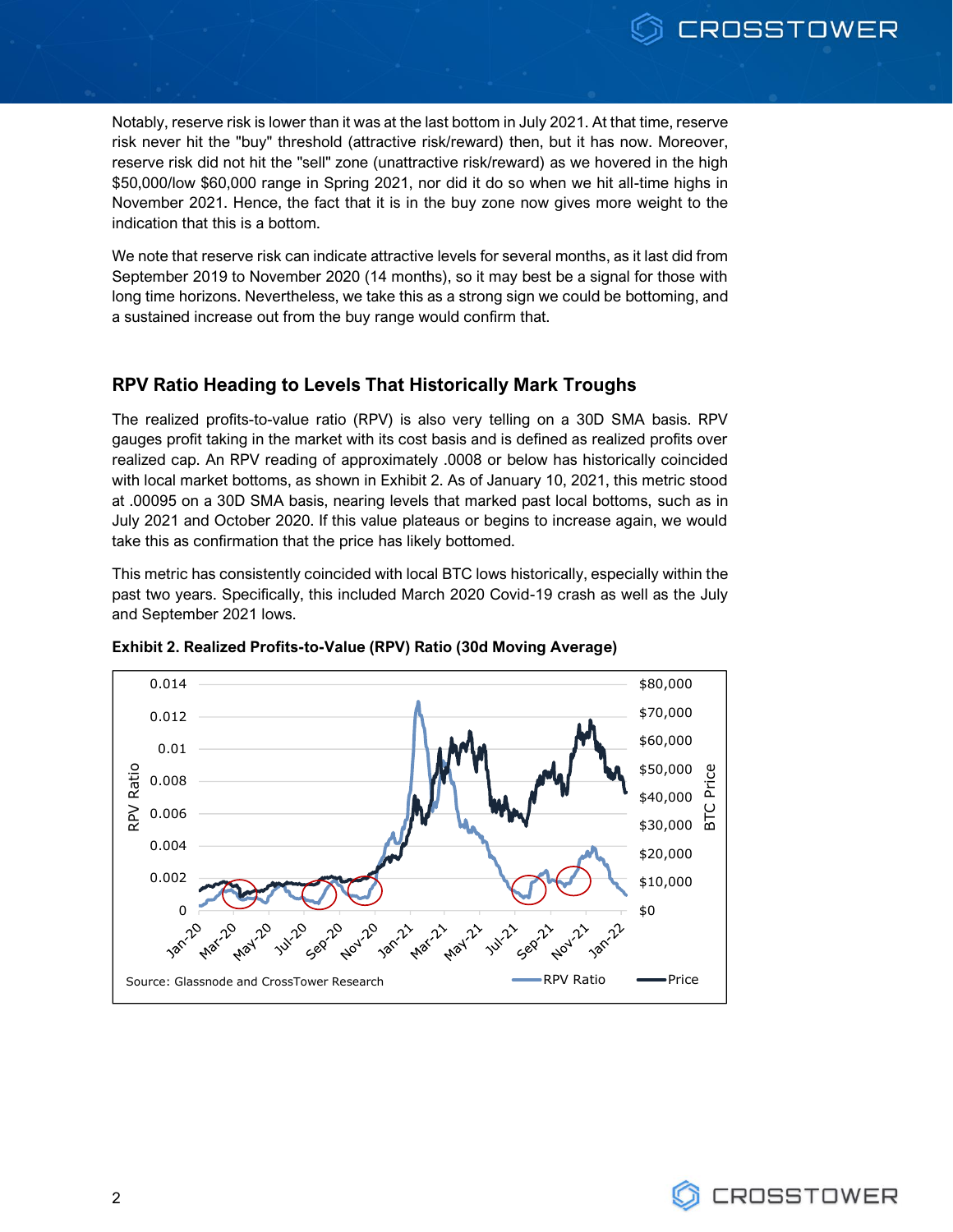Notably, reserve risk is lower than it was at the last bottom in July 2021. At that time, reserve risk never hit the "buy" threshold (attractive risk/reward) then, but it has now. Moreover, reserve risk did not hit the "sell" zone (unattractive risk/reward) as we hovered in the high $50,000/low $60,000 range in Spring 2021, nor did it do so when we hit all-time highs in November 2021. Hence, the fact that it is in the buy zone now gives more weight to the indication that this is a bottom.

We note that reserve risk can indicate attractive levels for several months, as it last did from September 2019 to November 2020 (14 months), so it may best be a signal for those with long time horizons. Nevertheless, we take this as a strong sign we could be bottoming, and a sustained increase out from the buy range would confirm that.

## RPV Ratio Heading to Levels That Historically Mark Troughs

The realized profits-to-value ratio (RPV) is also very telling on a 30D SMA basis. RPV gauges profit taking in the market with its cost basis and is defined as realized profits over realized cap. An RPV reading of approximately .0008 or below has historically coincided with local market bottoms, as shown in Exhibit 2. As of January 10, 2021, this metric stood at .00095 on a 30D SMA basis, nearing levels that marked past local bottoms, such as in July 2021 and October 2020. If this value plateaus or begins to increase again, we would take this as confirmation that the price has likely bottomed.

This metric has consistently coincided with local BTC lows historically, especially within the past two years. Specifically, this included March 2020 Covid-19 crash as well as the July and September 2021 lows.

**Exhibit 2. Realized Profits-to-Value (RPV) Ratio (30d Moving Average)**

Source: Glassnode and CrossTower Research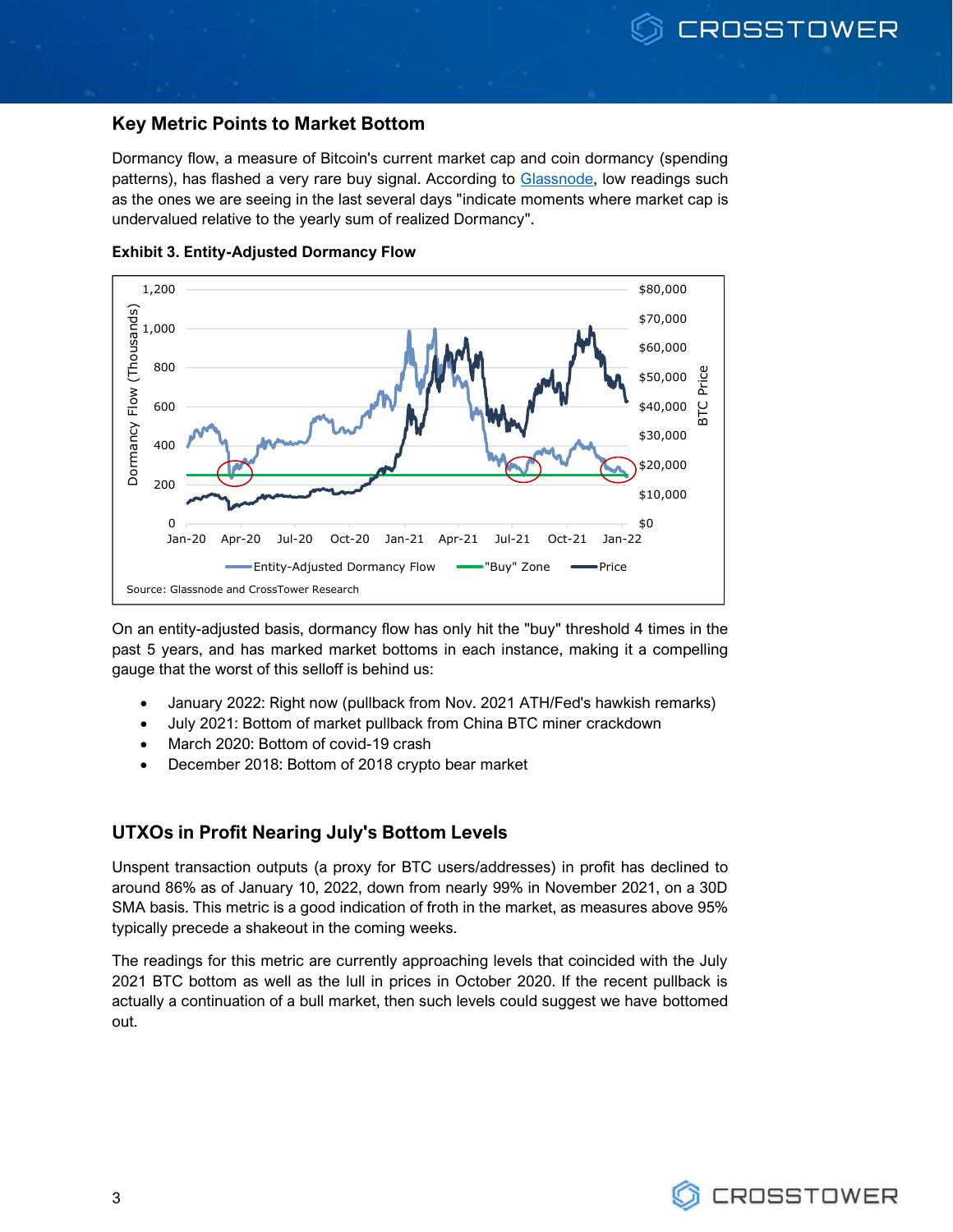## Key Metric Points to Market Bottom

Dormancy flow, a measure of Bitcoin's current market cap and coin dormancy (spending patterns), has flashed a very rare buy signal. According to [Glassnode](), low readings such as the ones we are seeing in the last several days "indicate moments where market cap is undervalued relative to the yearly sum of realized Dormancy".

**Exhibit 3. Entity-Adjusted Dormancy Flow**

Source: Glassnode and CrossTower Research

On an entity-adjusted basis, dormancy flow has only hit the "buy" threshold 4 times in the past 5 years, and has marked market bottoms in each instance, making it a compelling gauge that the worst of this selloff is behind us:

- January 2022: Right now (pullback from Nov. 2021 ATH/Fed's hawkish remarks)
- July 2021: Bottom of market pullback from China BTC miner crackdown
- March 2020: Bottom of covid-19 crash
- December 2018: Bottom of 2018 crypto bear market

## UTXOs in Profit Nearing July's Bottom Levels

Unspent transaction outputs (a proxy for BTC users/addresses) in profit has declined to around 86% as of January 10, 2022, down from nearly 99% in November 2021, on a 30D SMA basis. This metric is a good indication of froth in the market, as measures above 95% typically precede a shakeout in the coming weeks.

The readings for this metric are currently approaching levels that coincided with the July 2021 BTC bottom as well as the lull in prices in October 2020. If the recent pullback is actually a continuation of a bull market, then such levels could suggest we have bottomed out.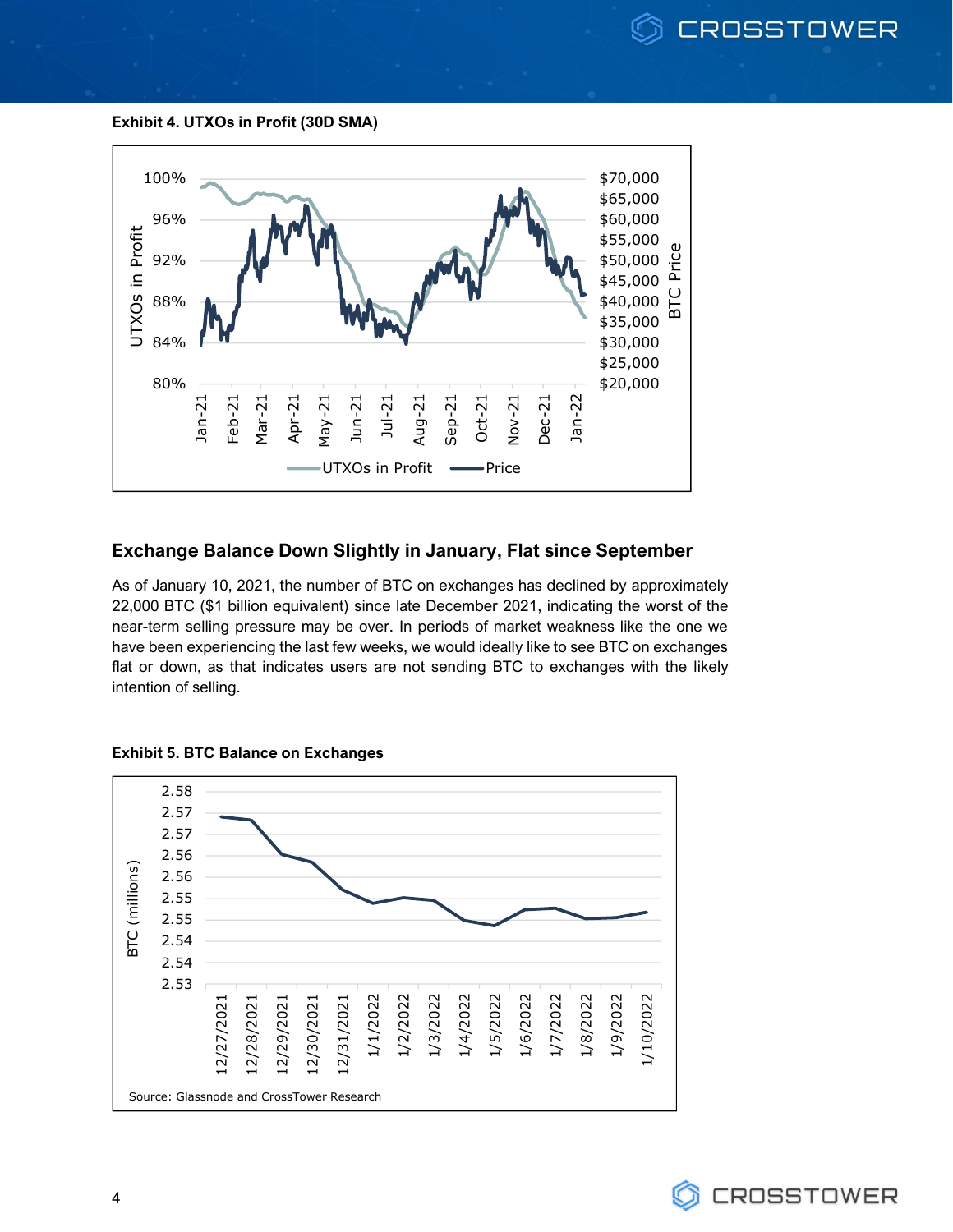**Exhibit 4. UTXOs in Profit (30D SMA)**

## Exchange Balance Down Slightly in January, Flat since September

As of January 10, 2021, the number of BTC on exchanges has declined by approximately 22,000 BTC ($1 billion equivalent) since late December 2021, indicating the worst of the near-term selling pressure may be over. In periods of market weakness like the one we have been experiencing the last few weeks, we would ideally like to see BTC on exchanges flat or down, as that indicates users are not sending BTC to exchanges with the likely intention of selling.

**Exhibit 5. BTC Balance on Exchanges**

Source: Glassnode and CrossTower Research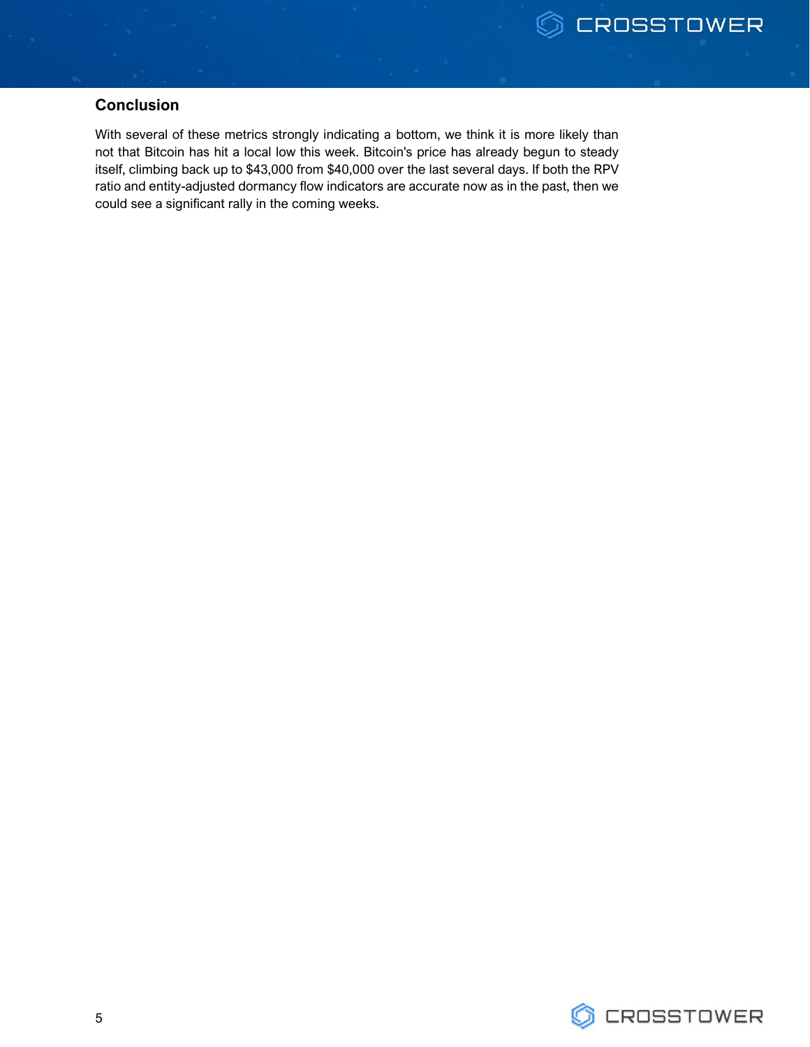## Conclusion

With several of these metrics strongly indicating a bottom, we think it is more likely than not that Bitcoin has hit a local low this week. Bitcoin's price has already begun to steady itself, climbing back up to $43,000 from $40,000 over the last several days. If both the RPV ratio and entity-adjusted dormancy flow indicators are accurate now as in the past, then we could see a significant rally in the coming weeks.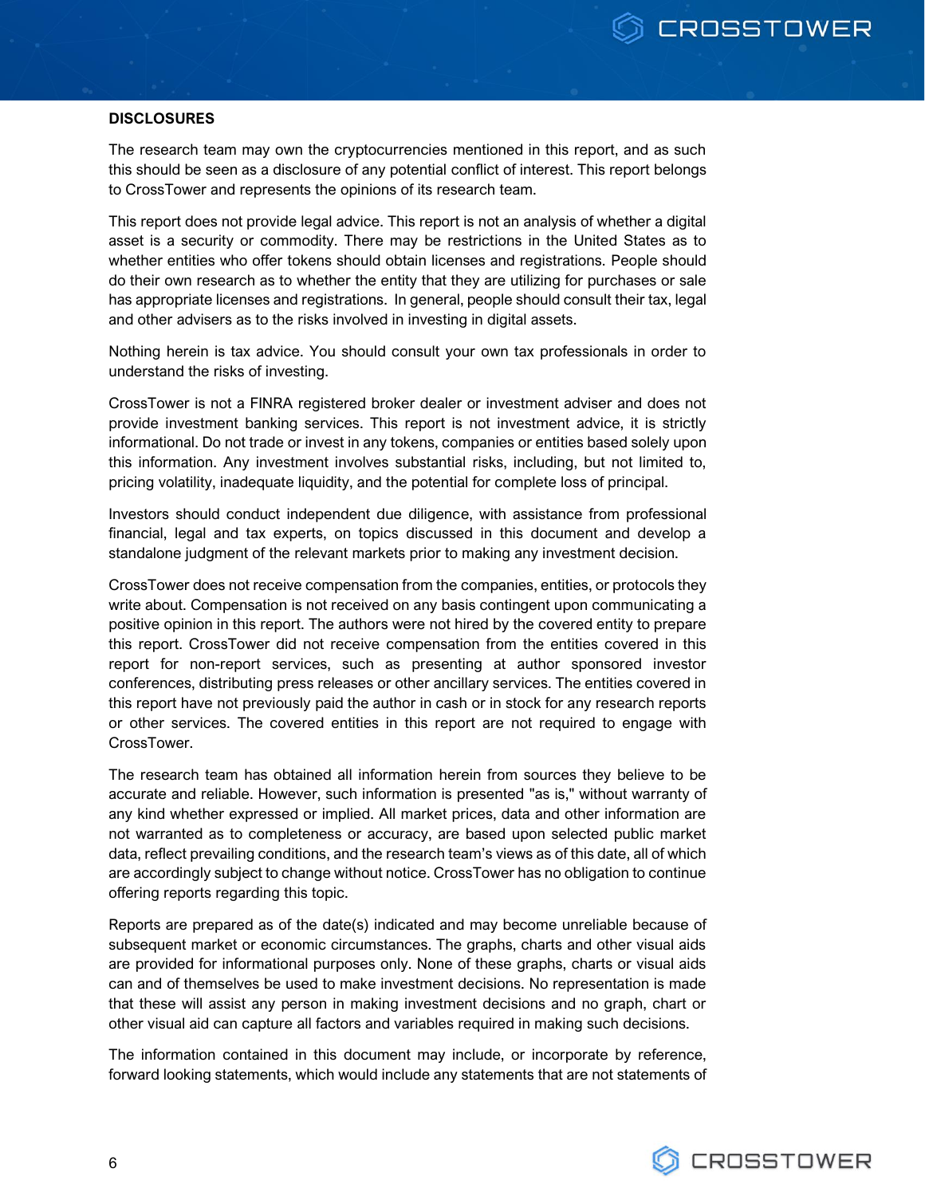**DISCLOSURES**

The research team may own the cryptocurrencies mentioned in this report, and as such this should be seen as a disclosure of any potential conflict of interest. This report belongs to CrossTower and represents the opinions of its research team.

This report does not provide legal advice. This report is not an analysis of whether a digital asset is a security or commodity. There may be restrictions in the United States as to whether entities who offer tokens should obtain licenses and registrations. People should do their own research as to whether the entity that they are utilizing for purchases or sale has appropriate licenses and registrations. In general, people should consult their tax, legal and other advisers as to the risks involved in investing in digital assets.

Nothing herein is tax advice. You should consult your own tax professionals in order to understand the risks of investing.

CrossTower is not a FINRA registered broker dealer or investment adviser and does not provide investment banking services. This report is not investment advice, it is strictly informational. Do not trade or invest in any tokens, companies or entities based solely upon this information. Any investment involves substantial risks, including, but not limited to, pricing volatility, inadequate liquidity, and the potential for complete loss of principal.

Investors should conduct independent due diligence, with assistance from professional financial, legal and tax experts, on topics discussed in this document and develop a standalone judgment of the relevant markets prior to making any investment decision.

CrossTower does not receive compensation from the companies, entities, or protocols they write about. Compensation is not received on any basis contingent upon communicating a positive opinion in this report. The authors were not hired by the covered entity to prepare this report. CrossTower did not receive compensation from the entities covered in this report for non-report services, such as presenting at author sponsored investor conferences, distributing press releases or other ancillary services. The entities covered in this report have not previously paid the author in cash or in stock for any research reports or other services. The covered entities in this report are not required to engage with CrossTower.

The research team has obtained all information herein from sources they believe to be accurate and reliable. However, such information is presented "as is," without warranty of any kind whether expressed or implied. All market prices, data and other information are not warranted as to completeness or accuracy, are based upon selected public market data, reflect prevailing conditions, and the research team's views as of this date, all of which are accordingly subject to change without notice. CrossTower has no obligation to continue offering reports regarding this topic.

Reports are prepared as of the date(s) indicated and may become unreliable because of subsequent market or economic circumstances. The graphs, charts and other visual aids are provided for informational purposes only. None of these graphs, charts or visual aids can and of themselves be used to make investment decisions. No representation is made that these will assist any person in making investment decisions and no graph, chart or other visual aid can capture all factors and variables required in making such decisions.

The information contained in this document may include, or incorporate by reference, forward looking statements, which would include any statements that are not statements of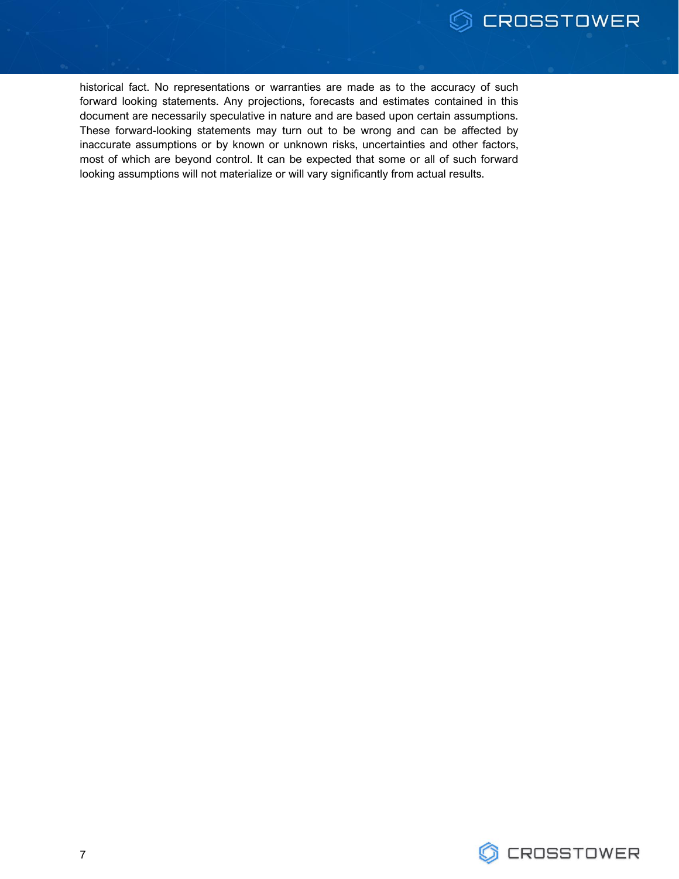historical fact. No representations or warranties are made as to the accuracy of such forward looking statements. Any projections, forecasts and estimates contained in this document are necessarily speculative in nature and are based upon certain assumptions. These forward-looking statements may turn out to be wrong and can be affected by inaccurate assumptions or by known or unknown risks, uncertainties and other factors, most of which are beyond control. It can be expected that some or all of such forward looking assumptions will not materialize or will vary significantly from actual results.